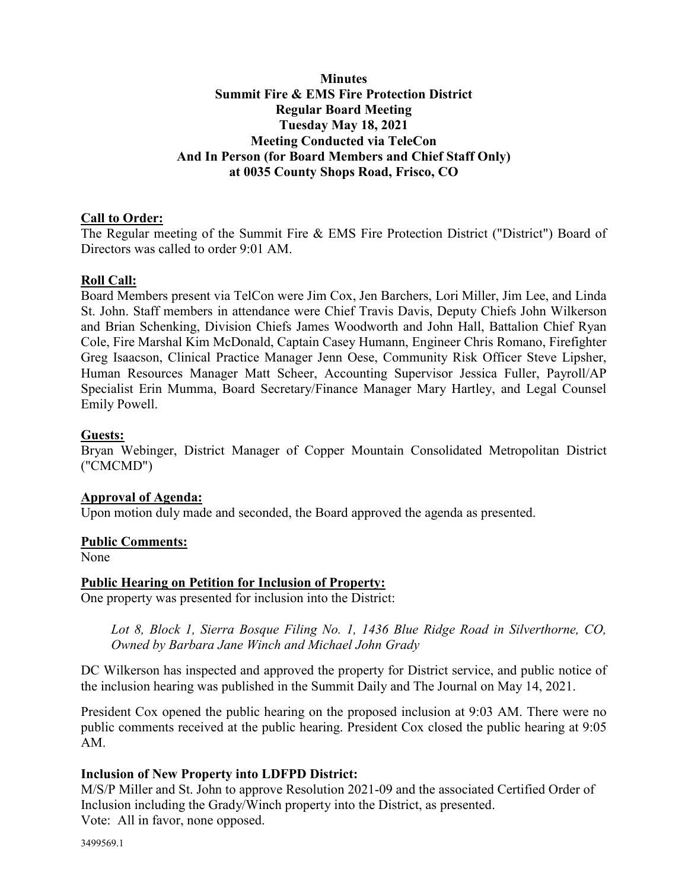**Minutes**
**Summit Fire & EMS Fire Protection District**
**Regular Board Meeting**
**Tuesday May 18, 2021**
**Meeting Conducted via TeleCon**
**And In Person (for Board Members and Chief Staff Only)**
**at 0035 County Shops Road, Frisco, CO**

**Call to Order:**

The Regular meeting of the Summit Fire & EMS Fire Protection District ("District") Board of Directors was called to order 9:01 AM.

**Roll Call:**

Board Members present via TelCon were Jim Cox, Jen Barchers, Lori Miller, Jim Lee, and Linda St. John. Staff members in attendance were Chief Travis Davis, Deputy Chiefs John Wilkerson and Brian Schenking, Division Chiefs James Woodworth and John Hall, Battalion Chief Ryan Cole, Fire Marshal Kim McDonald, Captain Casey Humann, Engineer Chris Romano, Firefighter Greg Isaacson, Clinical Practice Manager Jenn Oese, Community Risk Officer Steve Lipsher, Human Resources Manager Matt Scheer, Accounting Supervisor Jessica Fuller, Payroll/AP Specialist Erin Mumma, Board Secretary/Finance Manager Mary Hartley, and Legal Counsel Emily Powell.

**Guests:**

Bryan Webinger, District Manager of Copper Mountain Consolidated Metropolitan District ("CMCMD")

**Approval of Agenda:**

Upon motion duly made and seconded, the Board approved the agenda as presented.

**Public Comments:**

None

**Public Hearing on Petition for Inclusion of Property:**

One property was presented for inclusion into the District:

> *Lot 8, Block 1, Sierra Bosque Filing No. 1, 1436 Blue Ridge Road in Silverthorne, CO, Owned by Barbara Jane Winch and Michael John Grady*

DC Wilkerson has inspected and approved the property for District service, and public notice of the inclusion hearing was published in the Summit Daily and The Journal on May 14, 2021.

President Cox opened the public hearing on the proposed inclusion at 9:03 AM. There were no public comments received at the public hearing. President Cox closed the public hearing at 9:05 AM.

**Inclusion of New Property into LDFPD District:**

M/S/P Miller and St. John to approve Resolution 2021-09 and the associated Certified Order of Inclusion including the Grady/Winch property into the District, as presented.
Vote: All in favor, none opposed.

3499569.1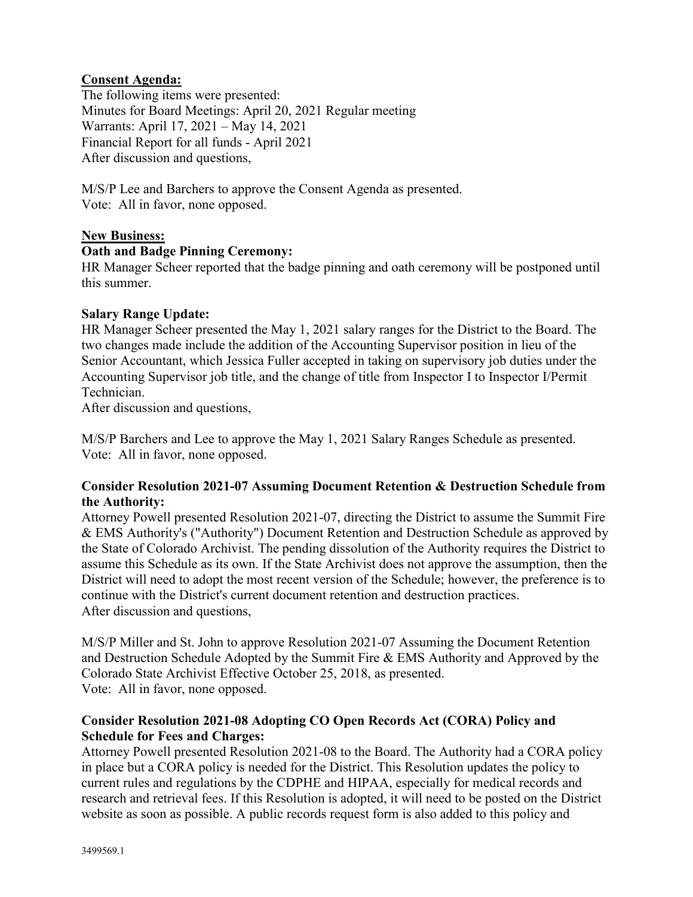**Consent Agenda:**
The following items were presented:
Minutes for Board Meetings: April 20, 2021 Regular meeting
Warrants: April 17, 2021 – May 14, 2021
Financial Report for all funds - April 2021
After discussion and questions,

M/S/P Lee and Barchers to approve the Consent Agenda as presented.
Vote: All in favor, none opposed.

**New Business:**

**Oath and Badge Pinning Ceremony:**
HR Manager Scheer reported that the badge pinning and oath ceremony will be postponed until this summer.

**Salary Range Update:**
HR Manager Scheer presented the May 1, 2021 salary ranges for the District to the Board. The two changes made include the addition of the Accounting Supervisor position in lieu of the Senior Accountant, which Jessica Fuller accepted in taking on supervisory job duties under the Accounting Supervisor job title, and the change of title from Inspector I to Inspector I/Permit Technician.
After discussion and questions,

M/S/P Barchers and Lee to approve the May 1, 2021 Salary Ranges Schedule as presented.
Vote: All in favor, none opposed.

**Consider Resolution 2021-07 Assuming Document Retention & Destruction Schedule from the Authority:**
Attorney Powell presented Resolution 2021-07, directing the District to assume the Summit Fire & EMS Authority's ("Authority") Document Retention and Destruction Schedule as approved by the State of Colorado Archivist. The pending dissolution of the Authority requires the District to assume this Schedule as its own. If the State Archivist does not approve the assumption, then the District will need to adopt the most recent version of the Schedule; however, the preference is to continue with the District's current document retention and destruction practices.
After discussion and questions,

M/S/P Miller and St. John to approve Resolution 2021-07 Assuming the Document Retention and Destruction Schedule Adopted by the Summit Fire & EMS Authority and Approved by the Colorado State Archivist Effective October 25, 2018, as presented.
Vote: All in favor, none opposed.

**Consider Resolution 2021-08 Adopting CO Open Records Act (CORA) Policy and Schedule for Fees and Charges:**
Attorney Powell presented Resolution 2021-08 to the Board. The Authority had a CORA policy in place but a CORA policy is needed for the District. This Resolution updates the policy to current rules and regulations by the CDPHE and HIPAA, especially for medical records and research and retrieval fees. If this Resolution is adopted, it will need to be posted on the District website as soon as possible. A public records request form is also added to this policy and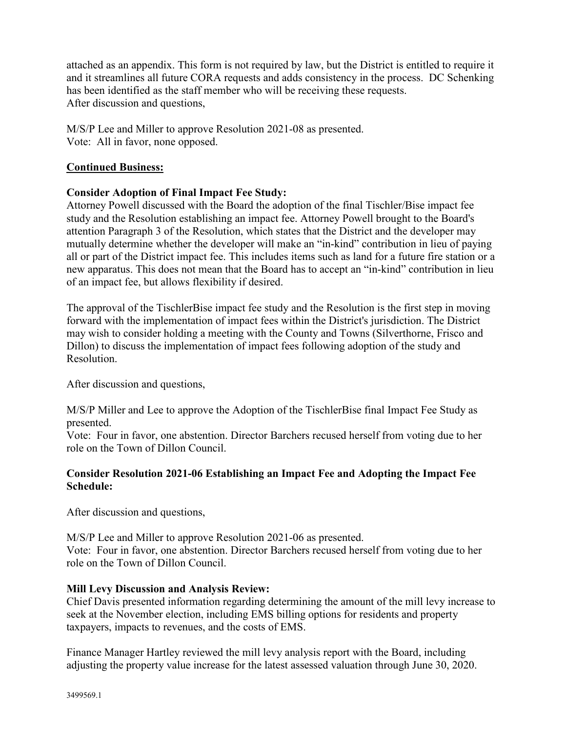attached as an appendix. This form is not required by law, but the District is entitled to require it and it streamlines all future CORA requests and adds consistency in the process. DC Schenking has been identified as the staff member who will be receiving these requests.
After discussion and questions,

M/S/P Lee and Miller to approve Resolution 2021-08 as presented.
Vote: All in favor, none opposed.

**Continued Business:**

**Consider Adoption of Final Impact Fee Study:**
Attorney Powell discussed with the Board the adoption of the final Tischler/Bise impact fee study and the Resolution establishing an impact fee. Attorney Powell brought to the Board's attention Paragraph 3 of the Resolution, which states that the District and the developer may mutually determine whether the developer will make an "in-kind" contribution in lieu of paying all or part of the District impact fee. This includes items such as land for a future fire station or a new apparatus. This does not mean that the Board has to accept an "in-kind" contribution in lieu of an impact fee, but allows flexibility if desired.

The approval of the TischlerBise impact fee study and the Resolution is the first step in moving forward with the implementation of impact fees within the District's jurisdiction. The District may wish to consider holding a meeting with the County and Towns (Silverthorne, Frisco and Dillon) to discuss the implementation of impact fees following adoption of the study and Resolution.

After discussion and questions,

M/S/P Miller and Lee to approve the Adoption of the TischlerBise final Impact Fee Study as presented.
Vote: Four in favor, one abstention. Director Barchers recused herself from voting due to her role on the Town of Dillon Council.

**Consider Resolution 2021-06 Establishing an Impact Fee and Adopting the Impact Fee Schedule:**

After discussion and questions,

M/S/P Lee and Miller to approve Resolution 2021-06 as presented.
Vote: Four in favor, one abstention. Director Barchers recused herself from voting due to her role on the Town of Dillon Council.

**Mill Levy Discussion and Analysis Review:**
Chief Davis presented information regarding determining the amount of the mill levy increase to seek at the November election, including EMS billing options for residents and property taxpayers, impacts to revenues, and the costs of EMS.

Finance Manager Hartley reviewed the mill levy analysis report with the Board, including adjusting the property value increase for the latest assessed valuation through June 30, 2020.

3499569.1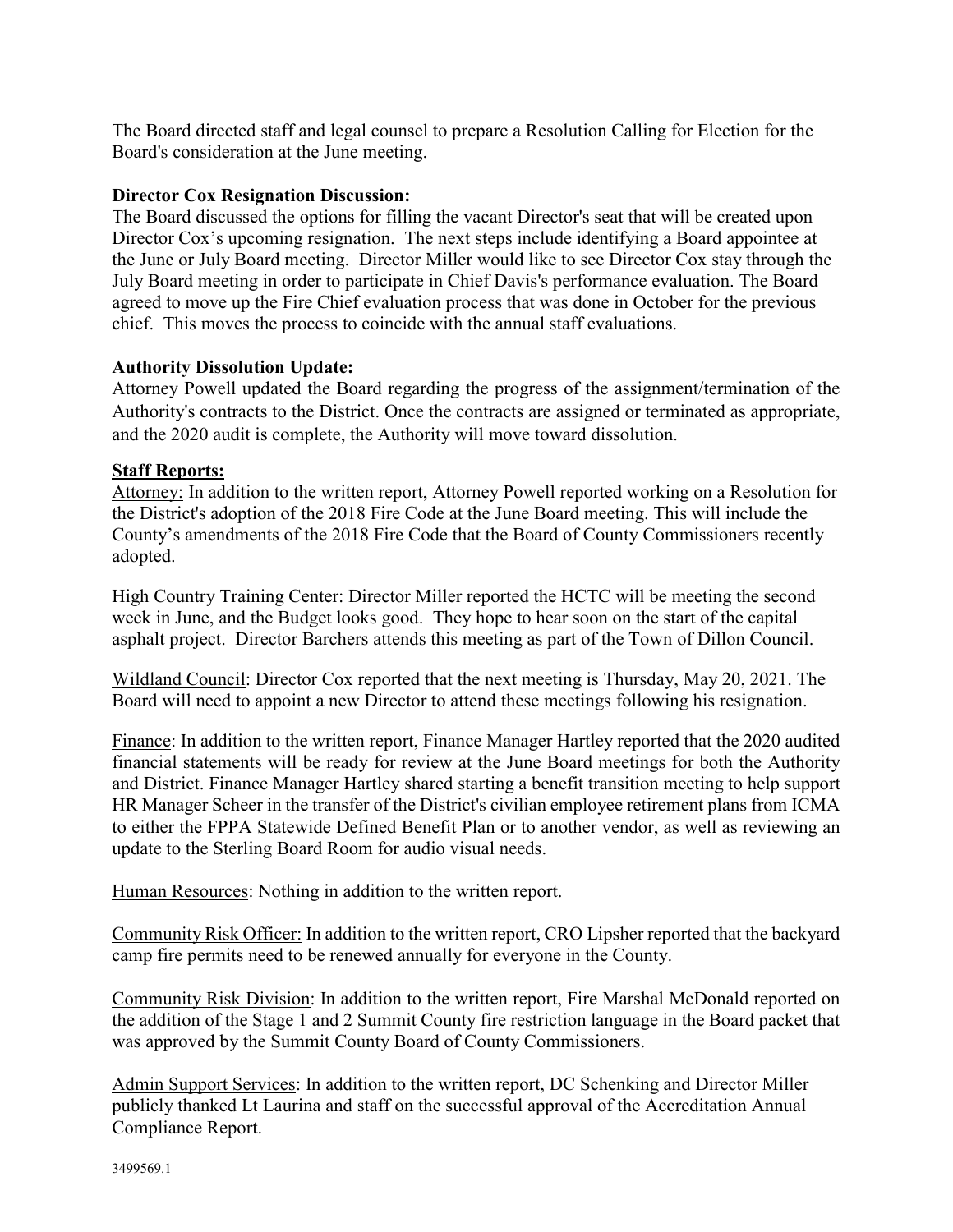The Board directed staff and legal counsel to prepare a Resolution Calling for Election for the Board's consideration at the June meeting.

**Director Cox Resignation Discussion:**
The Board discussed the options for filling the vacant Director's seat that will be created upon Director Cox's upcoming resignation. The next steps include identifying a Board appointee at the June or July Board meeting. Director Miller would like to see Director Cox stay through the July Board meeting in order to participate in Chief Davis's performance evaluation. The Board agreed to move up the Fire Chief evaluation process that was done in October for the previous chief. This moves the process to coincide with the annual staff evaluations.

**Authority Dissolution Update:**
Attorney Powell updated the Board regarding the progress of the assignment/termination of the Authority's contracts to the District. Once the contracts are assigned or terminated as appropriate, and the 2020 audit is complete, the Authority will move toward dissolution.

**Staff Reports:**

Attorney: In addition to the written report, Attorney Powell reported working on a Resolution for the District's adoption of the 2018 Fire Code at the June Board meeting. This will include the County's amendments of the 2018 Fire Code that the Board of County Commissioners recently adopted.

High Country Training Center: Director Miller reported the HCTC will be meeting the second week in June, and the Budget looks good. They hope to hear soon on the start of the capital asphalt project. Director Barchers attends this meeting as part of the Town of Dillon Council.

Wildland Council: Director Cox reported that the next meeting is Thursday, May 20, 2021. The Board will need to appoint a new Director to attend these meetings following his resignation.

Finance: In addition to the written report, Finance Manager Hartley reported that the 2020 audited financial statements will be ready for review at the June Board meetings for both the Authority and District. Finance Manager Hartley shared starting a benefit transition meeting to help support HR Manager Scheer in the transfer of the District's civilian employee retirement plans from ICMA to either the FPPA Statewide Defined Benefit Plan or to another vendor, as well as reviewing an update to the Sterling Board Room for audio visual needs.

Human Resources: Nothing in addition to the written report.

Community Risk Officer: In addition to the written report, CRO Lipsher reported that the backyard camp fire permits need to be renewed annually for everyone in the County.

Community Risk Division: In addition to the written report, Fire Marshal McDonald reported on the addition of the Stage 1 and 2 Summit County fire restriction language in the Board packet that was approved by the Summit County Board of County Commissioners.

Admin Support Services: In addition to the written report, DC Schenking and Director Miller publicly thanked Lt Laurina and staff on the successful approval of the Accreditation Annual Compliance Report.

3499569.1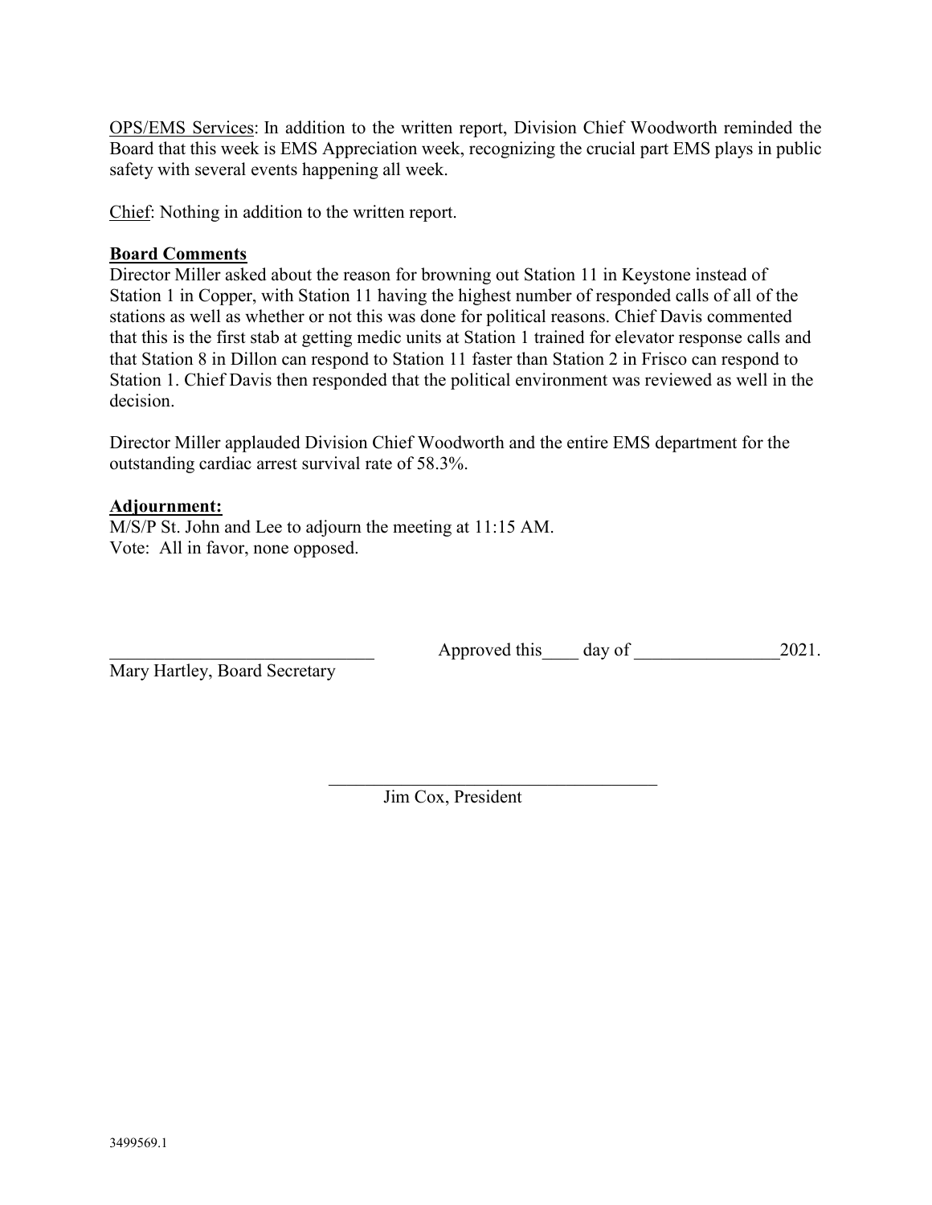OPS/EMS Services: In addition to the written report, Division Chief Woodworth reminded the Board that this week is EMS Appreciation week, recognizing the crucial part EMS plays in public safety with several events happening all week.

Chief: Nothing in addition to the written report.

**Board Comments**

Director Miller asked about the reason for browning out Station 11 in Keystone instead of Station 1 in Copper, with Station 11 having the highest number of responded calls of all of the stations as well as whether or not this was done for political reasons. Chief Davis commented that this is the first stab at getting medic units at Station 1 trained for elevator response calls and that Station 8 in Dillon can respond to Station 11 faster than Station 2 in Frisco can respond to Station 1. Chief Davis then responded that the political environment was reviewed as well in the decision.

Director Miller applauded Division Chief Woodworth and the entire EMS department for the outstanding cardiac arrest survival rate of 58.3%.

**Adjournment:**

M/S/P St. John and Lee to adjourn the meeting at 11:15 AM.
Vote: All in favor, none opposed.

_____________________________ Approved this____ day of ________________2021.
Mary Hartley, Board Secretary

_____________________________________
Jim Cox, President

3499569.1